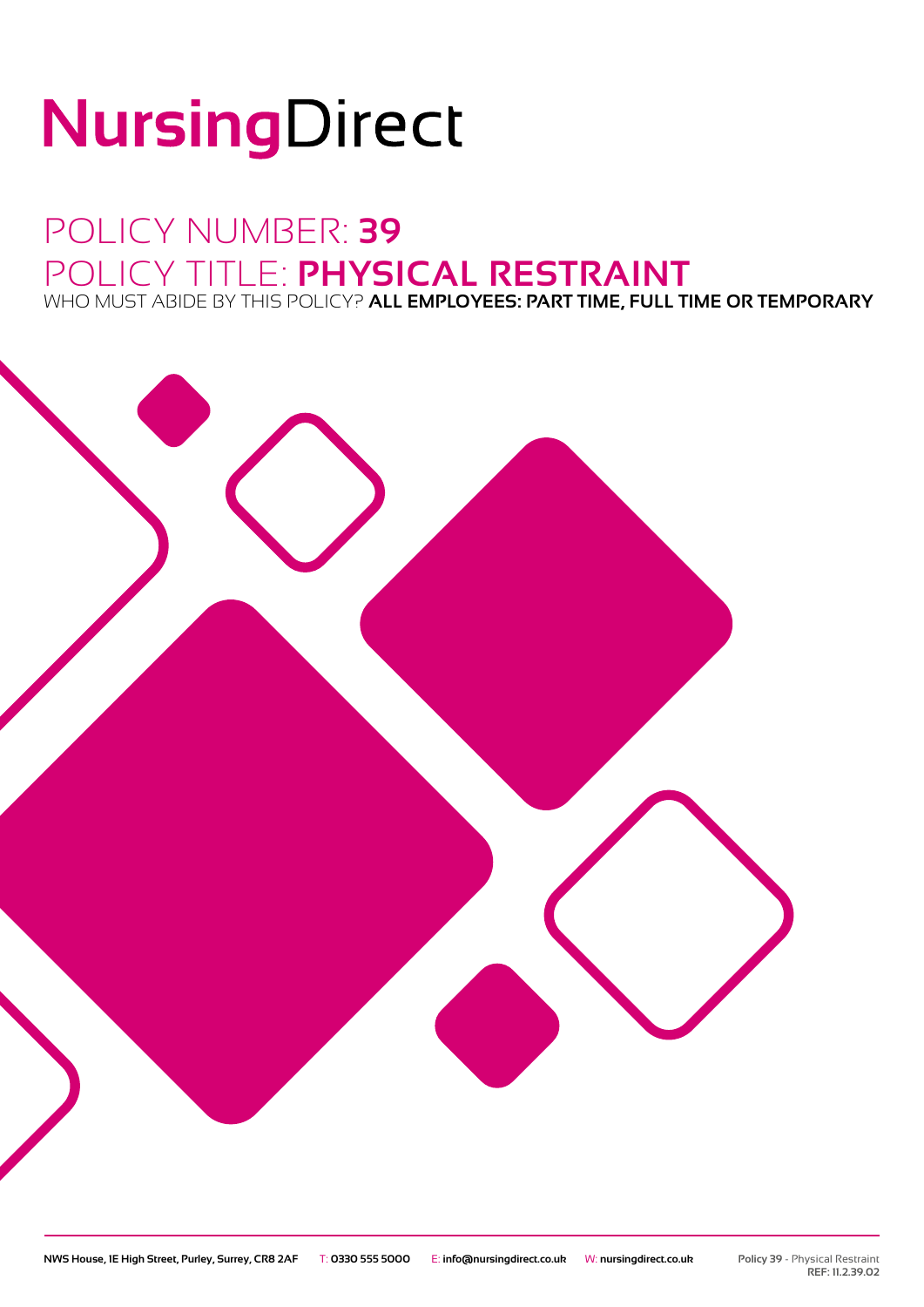# NursingDirect

## POLICY NUMBER: **39**
## POLICY TITLE: **PHYSICAL RESTRAINT**

WHO MUST ABIDE BY THIS POLICY? **ALL EMPLOYEES: PART TIME, FULL TIME OR TEMPORARY**

**NWS House, 1E High Street, Purley, Surrey, CR8 2AF** T: **0330 555 5000** E: **info@nursingdirect.co.uk** W: **nursingdirect.co.uk**

**Policy 39** - Physical Restraint
**REF: 11.2.39.02**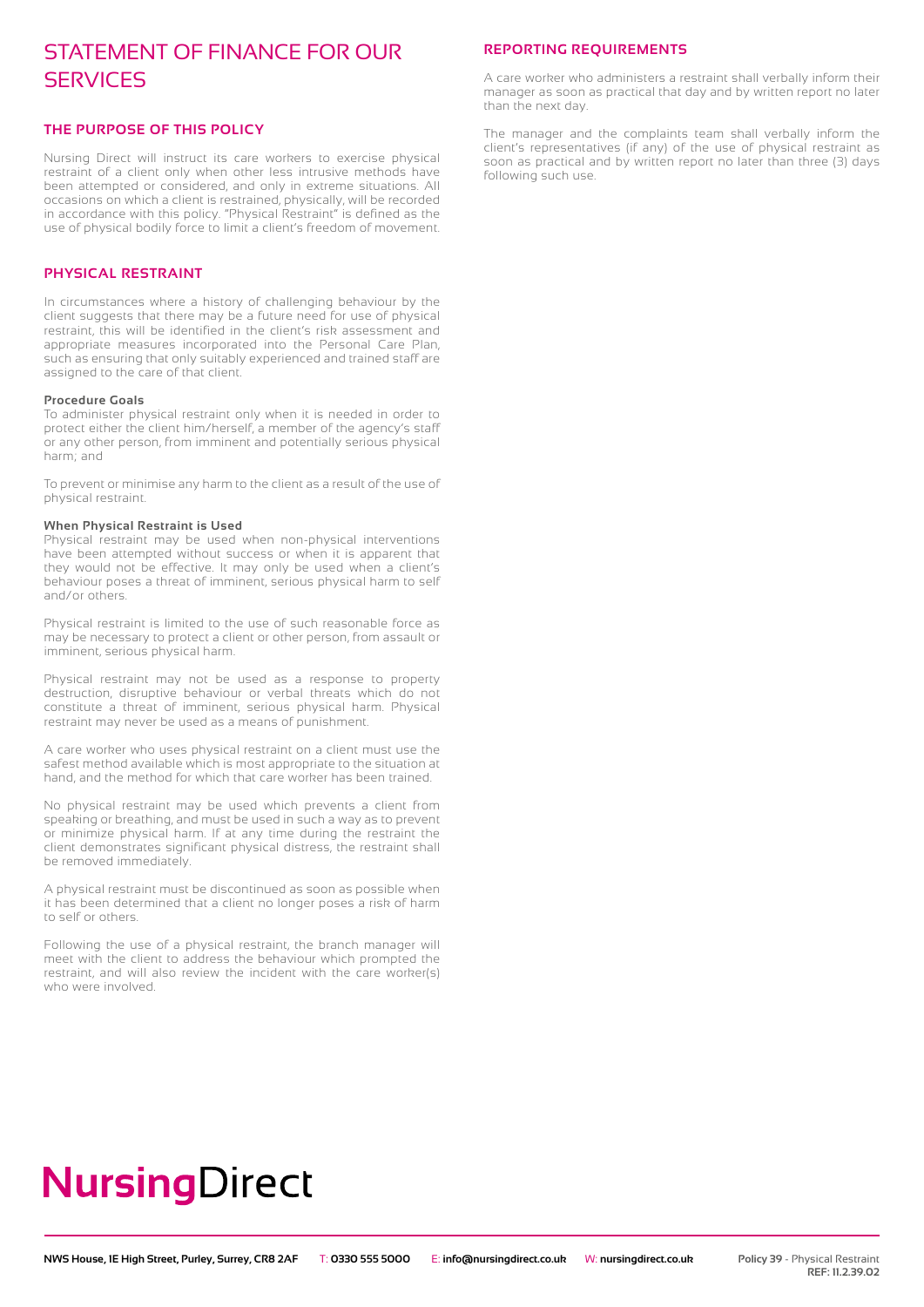# STATEMENT OF FINANCE FOR OUR SERVICES

## THE PURPOSE OF THIS POLICY

Nursing Direct will instruct its care workers to exercise physical restraint of a client only when other less intrusive methods have been attempted or considered, and only in extreme situations. All occasions on which a client is restrained, physically, will be recorded in accordance with this policy. "Physical Restraint" is defined as the use of physical bodily force to limit a client's freedom of movement.

## PHYSICAL RESTRAINT

In circumstances where a history of challenging behaviour by the client suggests that there may be a future need for use of physical restraint, this will be identified in the client's risk assessment and appropriate measures incorporated into the Personal Care Plan, such as ensuring that only suitably experienced and trained staff are assigned to the care of that client.

**Procedure Goals**

To administer physical restraint only when it is needed in order to protect either the client him/herself, a member of the agency's staff or any other person, from imminent and potentially serious physical harm; and

To prevent or minimise any harm to the client as a result of the use of physical restraint.

**When Physical Restraint is Used**

Physical restraint may be used when non-physical interventions have been attempted without success or when it is apparent that they would not be effective. It may only be used when a client's behaviour poses a threat of imminent, serious physical harm to self and/or others.

Physical restraint is limited to the use of such reasonable force as may be necessary to protect a client or other person, from assault or imminent, serious physical harm.

Physical restraint may not be used as a response to property destruction, disruptive behaviour or verbal threats which do not constitute a threat of imminent, serious physical harm. Physical restraint may never be used as a means of punishment.

A care worker who uses physical restraint on a client must use the safest method available which is most appropriate to the situation at hand, and the method for which that care worker has been trained.

No physical restraint may be used which prevents a client from speaking or breathing, and must be used in such a way as to prevent or minimize physical harm. If at any time during the restraint the client demonstrates significant physical distress, the restraint shall be removed immediately.

A physical restraint must be discontinued as soon as possible when it has been determined that a client no longer poses a risk of harm to self or others.

Following the use of a physical restraint, the branch manager will meet with the client to address the behaviour which prompted the restraint, and will also review the incident with the care worker(s) who were involved.

## REPORTING REQUIREMENTS

A care worker who administers a restraint shall verbally inform their manager as soon as practical that day and by written report no later than the next day.

The manager and the complaints team shall verbally inform the client's representatives (if any) of the use of physical restraint as soon as practical and by written report no later than three (3) days following such use.

NursingDirect

NWS House, 1E High Street, Purley, Surrey, CR8 2AF T: 0330 555 5000 E: info@nursingdirect.co.uk W: nursingdirect.co.uk

Policy 39 - Physical Restraint
REF: 11.2.39.02